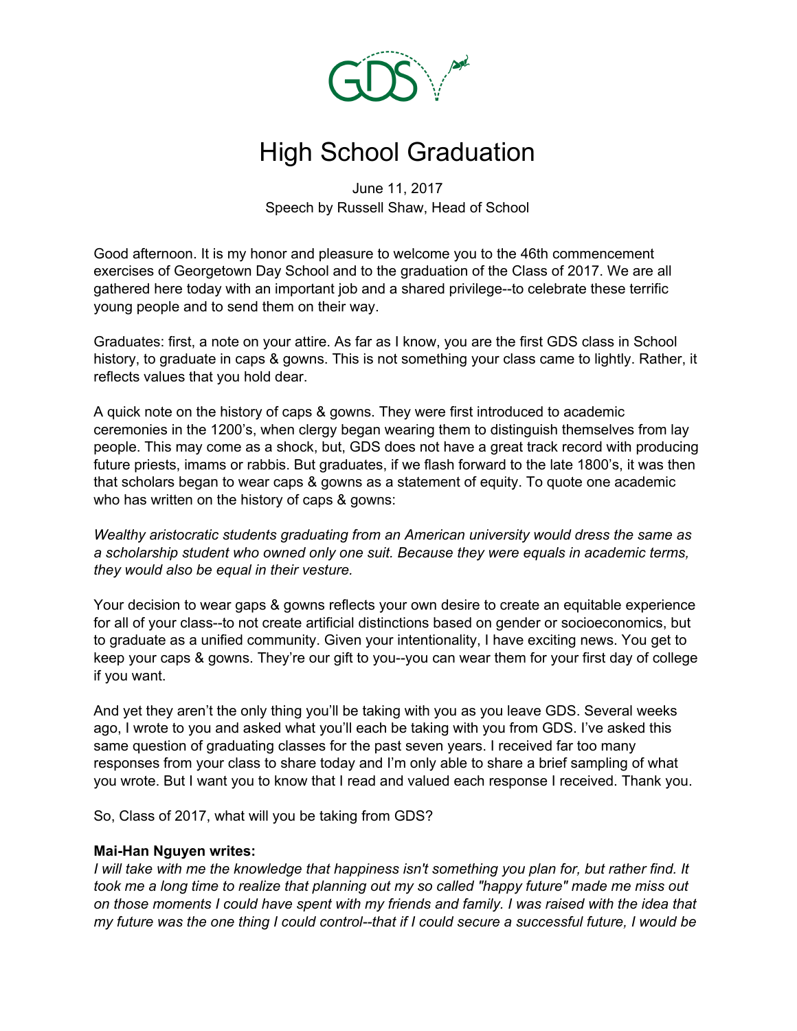# High School Graduation

June 11, 2017
Speech by Russell Shaw, Head of School

Good afternoon. It is my honor and pleasure to welcome you to the 46th commencement exercises of Georgetown Day School and to the graduation of the Class of 2017. We are all gathered here today with an important job and a shared privilege--to celebrate these terrific young people and to send them on their way.

Graduates: first, a note on your attire. As far as I know, you are the first GDS class in School history, to graduate in caps & gowns. This is not something your class came to lightly. Rather, it reflects values that you hold dear.

A quick note on the history of caps & gowns. They were first introduced to academic ceremonies in the 1200's, when clergy began wearing them to distinguish themselves from lay people. This may come as a shock, but, GDS does not have a great track record with producing future priests, imams or rabbis. But graduates, if we flash forward to the late 1800's, it was then that scholars began to wear caps & gowns as a statement of equity. To quote one academic who has written on the history of caps & gowns:

*Wealthy aristocratic students graduating from an American university would dress the same as a scholarship student who owned only one suit. Because they were equals in academic terms, they would also be equal in their vesture.*

Your decision to wear gaps & gowns reflects your own desire to create an equitable experience for all of your class--to not create artificial distinctions based on gender or socioeconomics, but to graduate as a unified community. Given your intentionality, I have exciting news. You get to keep your caps & gowns. They're our gift to you--you can wear them for your first day of college if you want.

And yet they aren't the only thing you'll be taking with you as you leave GDS. Several weeks ago, I wrote to you and asked what you'll each be taking with you from GDS. I've asked this same question of graduating classes for the past seven years. I received far too many responses from your class to share today and I'm only able to share a brief sampling of what you wrote. But I want you to know that I read and valued each response I received. Thank you.

So, Class of 2017, what will you be taking from GDS?

**Mai-Han Nguyen writes:**
*I will take with me the knowledge that happiness isn't something you plan for, but rather find. It took me a long time to realize that planning out my so called "happy future" made me miss out on those moments I could have spent with my friends and family. I was raised with the idea that my future was the one thing I could control--that if I could secure a successful future, I would be*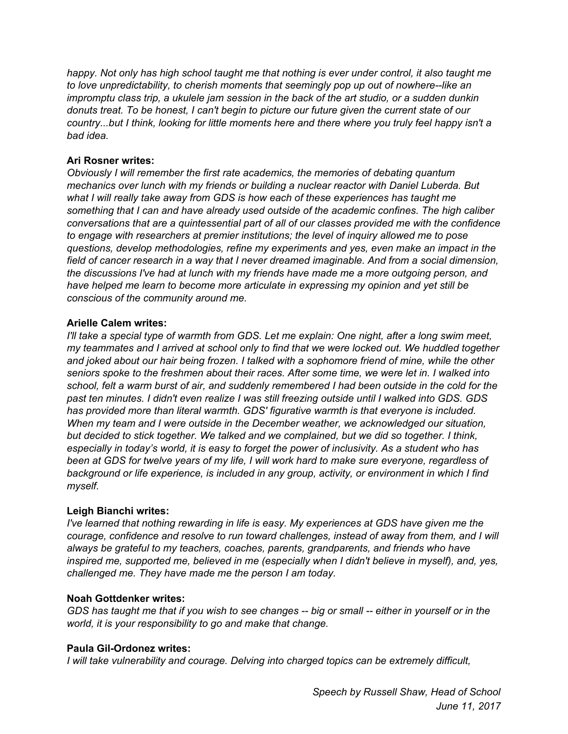*happy. Not only has high school taught me that nothing is ever under control, it also taught me to love unpredictability, to cherish moments that seemingly pop up out of nowhere--like an impromptu class trip, a ukulele jam session in the back of the art studio, or a sudden dunkin donuts treat. To be honest, I can't begin to picture our future given the current state of our country...but I think, looking for little moments here and there where you truly feel happy isn't a bad idea.*

**Ari Rosner writes:**
*Obviously I will remember the first rate academics, the memories of debating quantum mechanics over lunch with my friends or building a nuclear reactor with Daniel Luberda. But what I will really take away from GDS is how each of these experiences has taught me something that I can and have already used outside of the academic confines. The high caliber conversations that are a quintessential part of all of our classes provided me with the confidence to engage with researchers at premier institutions; the level of inquiry allowed me to pose questions, develop methodologies, refine my experiments and yes, even make an impact in the field of cancer research in a way that I never dreamed imaginable. And from a social dimension, the discussions I've had at lunch with my friends have made me a more outgoing person, and have helped me learn to become more articulate in expressing my opinion and yet still be conscious of the community around me.*

**Arielle Calem writes:**
*I'll take a special type of warmth from GDS. Let me explain: One night, after a long swim meet, my teammates and I arrived at school only to find that we were locked out. We huddled together and joked about our hair being frozen. I talked with a sophomore friend of mine, while the other seniors spoke to the freshmen about their races. After some time, we were let in. I walked into school, felt a warm burst of air, and suddenly remembered I had been outside in the cold for the past ten minutes. I didn't even realize I was still freezing outside until I walked into GDS. GDS has provided more than literal warmth. GDS' figurative warmth is that everyone is included. When my team and I were outside in the December weather, we acknowledged our situation, but decided to stick together. We talked and we complained, but we did so together. I think, especially in today's world, it is easy to forget the power of inclusivity. As a student who has been at GDS for twelve years of my life, I will work hard to make sure everyone, regardless of background or life experience, is included in any group, activity, or environment in which I find myself.*

**Leigh Bianchi writes:**
*I've learned that nothing rewarding in life is easy. My experiences at GDS have given me the courage, confidence and resolve to run toward challenges, instead of away from them, and I will always be grateful to my teachers, coaches, parents, grandparents, and friends who have inspired me, supported me, believed in me (especially when I didn't believe in myself), and, yes, challenged me. They have made me the person I am today.*

**Noah Gottdenker writes:**
*GDS has taught me that if you wish to see changes -- big or small -- either in yourself or in the world, it is your responsibility to go and make that change.*

**Paula Gil-Ordonez writes:**
*I will take vulnerability and courage. Delving into charged topics can be extremely difficult,*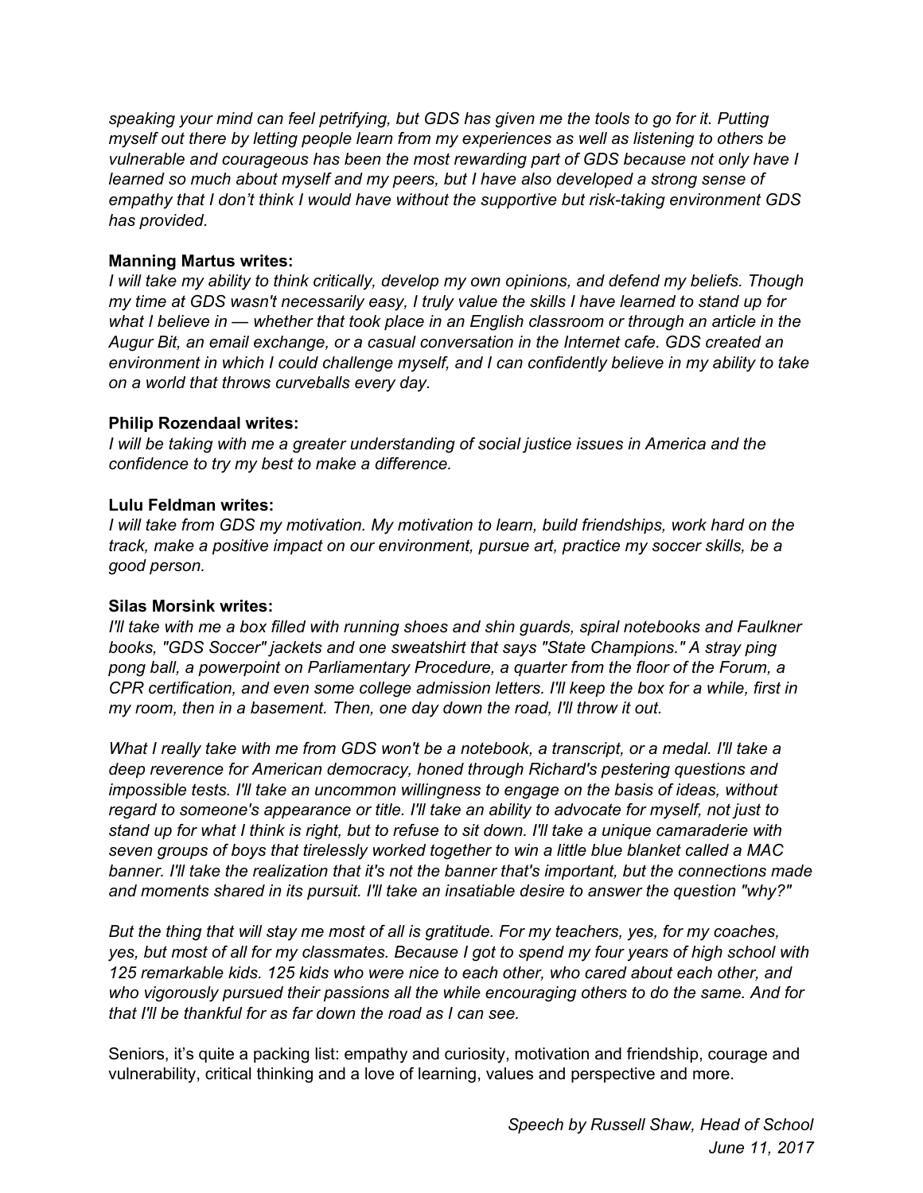*speaking your mind can feel petrifying, but GDS has given me the tools to go for it. Putting myself out there by letting people learn from my experiences as well as listening to others be vulnerable and courageous has been the most rewarding part of GDS because not only have I learned so much about myself and my peers, but I have also developed a strong sense of empathy that I don't think I would have without the supportive but risk-taking environment GDS has provided.*

**Manning Martus writes:**
*I will take my ability to think critically, develop my own opinions, and defend my beliefs. Though my time at GDS wasn't necessarily easy, I truly value the skills I have learned to stand up for what I believe in — whether that took place in an English classroom or through an article in the Augur Bit, an email exchange, or a casual conversation in the Internet cafe. GDS created an environment in which I could challenge myself, and I can confidently believe in my ability to take on a world that throws curveballs every day.*

**Philip Rozendaal writes:**
*I will be taking with me a greater understanding of social justice issues in America and the confidence to try my best to make a difference.*

**Lulu Feldman writes:**
*I will take from GDS my motivation. My motivation to learn, build friendships, work hard on the track, make a positive impact on our environment, pursue art, practice my soccer skills, be a good person.*

**Silas Morsink writes:**
*I'll take with me a box filled with running shoes and shin guards, spiral notebooks and Faulkner books, "GDS Soccer" jackets and one sweatshirt that says "State Champions." A stray ping pong ball, a powerpoint on Parliamentary Procedure, a quarter from the floor of the Forum, a CPR certification, and even some college admission letters. I'll keep the box for a while, first in my room, then in a basement. Then, one day down the road, I'll throw it out.*

*What I really take with me from GDS won't be a notebook, a transcript, or a medal. I'll take a deep reverence for American democracy, honed through Richard's pestering questions and impossible tests. I'll take an uncommon willingness to engage on the basis of ideas, without regard to someone's appearance or title. I'll take an ability to advocate for myself, not just to stand up for what I think is right, but to refuse to sit down. I'll take a unique camaraderie with seven groups of boys that tirelessly worked together to win a little blue blanket called a MAC banner. I'll take the realization that it's not the banner that's important, but the connections made and moments shared in its pursuit. I'll take an insatiable desire to answer the question "why?"*

*But the thing that will stay me most of all is gratitude. For my teachers, yes, for my coaches, yes, but most of all for my classmates. Because I got to spend my four years of high school with 125 remarkable kids. 125 kids who were nice to each other, who cared about each other, and who vigorously pursued their passions all the while encouraging others to do the same. And for that I'll be thankful for as far down the road as I can see.*

Seniors, it's quite a packing list: empathy and curiosity, motivation and friendship, courage and vulnerability, critical thinking and a love of learning, values and perspective and more.

*Speech by Russell Shaw, Head of School*
*June 11, 2017*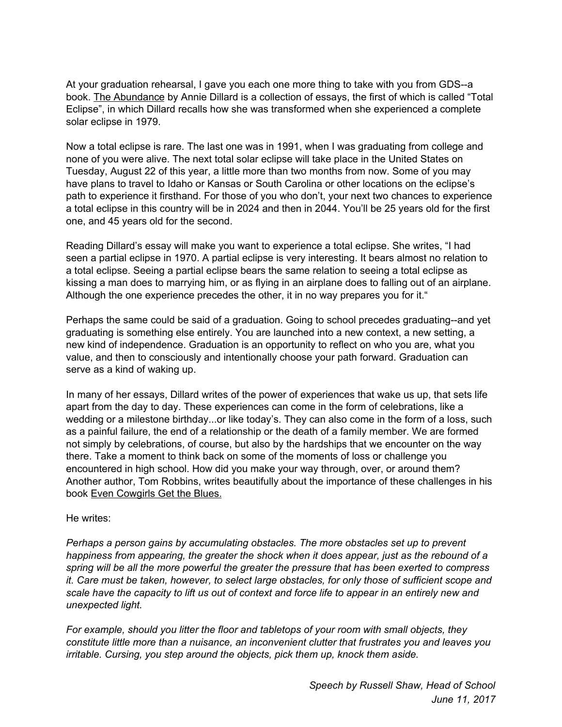At your graduation rehearsal, I gave you each one more thing to take with you from GDS--a book. <u>The Abundance</u> by Annie Dillard is a collection of essays, the first of which is called “Total Eclipse”, in which Dillard recalls how she was transformed when she experienced a complete solar eclipse in 1979.

Now a total eclipse is rare. The last one was in 1991, when I was graduating from college and none of you were alive. The next total solar eclipse will take place in the United States on Tuesday, August 22 of this year, a little more than two months from now. Some of you may have plans to travel to Idaho or Kansas or South Carolina or other locations on the eclipse’s path to experience it firsthand. For those of you who don’t, your next two chances to experience a total eclipse in this country will be in 2024 and then in 2044. You’ll be 25 years old for the first one, and 45 years old for the second.

Reading Dillard’s essay will make you want to experience a total eclipse. She writes, “I had seen a partial eclipse in 1970. A partial eclipse is very interesting. It bears almost no relation to a total eclipse. Seeing a partial eclipse bears the same relation to seeing a total eclipse as kissing a man does to marrying him, or as flying in an airplane does to falling out of an airplane. Although the one experience precedes the other, it in no way prepares you for it.“

Perhaps the same could be said of a graduation. Going to school precedes graduating--and yet graduating is something else entirely. You are launched into a new context, a new setting, a new kind of independence. Graduation is an opportunity to reflect on who you are, what you value, and then to consciously and intentionally choose your path forward. Graduation can serve as a kind of waking up.

In many of her essays, Dillard writes of the power of experiences that wake us up, that sets life apart from the day to day. These experiences can come in the form of celebrations, like a wedding or a milestone birthday...or like today’s. They can also come in the form of a loss, such as a painful failure, the end of a relationship or the death of a family member. We are formed not simply by celebrations, of course, but also by the hardships that we encounter on the way there. Take a moment to think back on some of the moments of loss or challenge you encountered in high school. How did you make your way through, over, or around them? Another author, Tom Robbins, writes beautifully about the importance of these challenges in his book <u>Even Cowgirls Get the Blues.</u>

He writes:

*Perhaps a person gains by accumulating obstacles. The more obstacles set up to prevent happiness from appearing, the greater the shock when it does appear, just as the rebound of a spring will be all the more powerful the greater the pressure that has been exerted to compress it. Care must be taken, however, to select large obstacles, for only those of sufficient scope and scale have the capacity to lift us out of context and force life to appear in an entirely new and unexpected light.*

*For example, should you litter the floor and tabletops of your room with small objects, they constitute little more than a nuisance, an inconvenient clutter that frustrates you and leaves you irritable. Cursing, you step around the objects, pick them up, knock them aside.*

*Speech by Russell Shaw, Head of School*
*June 11, 2017*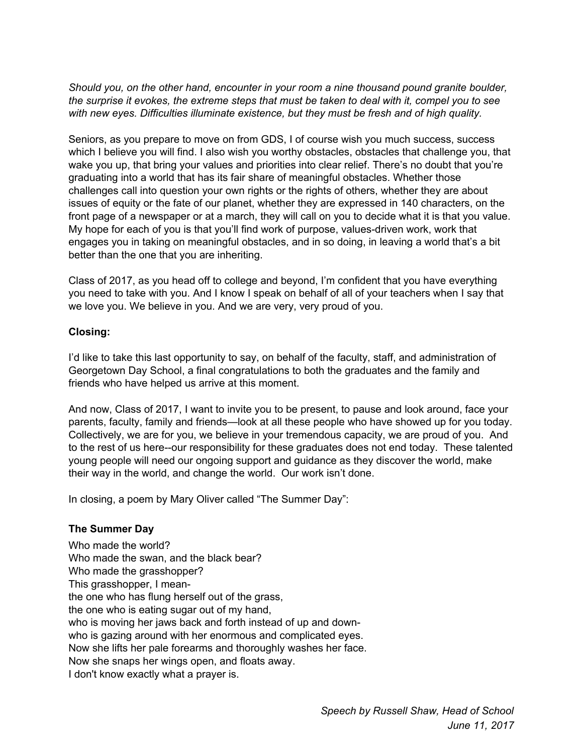*Should you, on the other hand, encounter in your room a nine thousand pound granite boulder, the surprise it evokes, the extreme steps that must be taken to deal with it, compel you to see with new eyes. Difficulties illuminate existence, but they must be fresh and of high quality.*

Seniors, as you prepare to move on from GDS, I of course wish you much success, success which I believe you will find. I also wish you worthy obstacles, obstacles that challenge you, that wake you up, that bring your values and priorities into clear relief. There's no doubt that you're graduating into a world that has its fair share of meaningful obstacles. Whether those challenges call into question your own rights or the rights of others, whether they are about issues of equity or the fate of our planet, whether they are expressed in 140 characters, on the front page of a newspaper or at a march, they will call on you to decide what it is that you value. My hope for each of you is that you'll find work of purpose, values-driven work, work that engages you in taking on meaningful obstacles, and in so doing, in leaving a world that's a bit better than the one that you are inheriting.

Class of 2017, as you head off to college and beyond, I'm confident that you have everything you need to take with you. And I know I speak on behalf of all of your teachers when I say that we love you. We believe in you. And we are very, very proud of you.

**Closing:**

I'd like to take this last opportunity to say, on behalf of the faculty, staff, and administration of Georgetown Day School, a final congratulations to both the graduates and the family and friends who have helped us arrive at this moment.

And now, Class of 2017, I want to invite you to be present, to pause and look around, face your parents, faculty, family and friends—look at all these people who have showed up for you today. Collectively, we are for you, we believe in your tremendous capacity, we are proud of you. And to the rest of us here--our responsibility for these graduates does not end today. These talented young people will need our ongoing support and guidance as they discover the world, make their way in the world, and change the world. Our work isn't done.

In closing, a poem by Mary Oliver called "The Summer Day":

**The Summer Day**

Who made the world?  
Who made the swan, and the black bear?  
Who made the grasshopper?  
This grasshopper, I mean-  
the one who has flung herself out of the grass,  
the one who is eating sugar out of my hand,  
who is moving her jaws back and forth instead of up and down-  
who is gazing around with her enormous and complicated eyes.  
Now she lifts her pale forearms and thoroughly washes her face.  
Now she snaps her wings open, and floats away.  
I don't know exactly what a prayer is.

*Speech by Russell Shaw, Head of School*  
*June 11, 2017*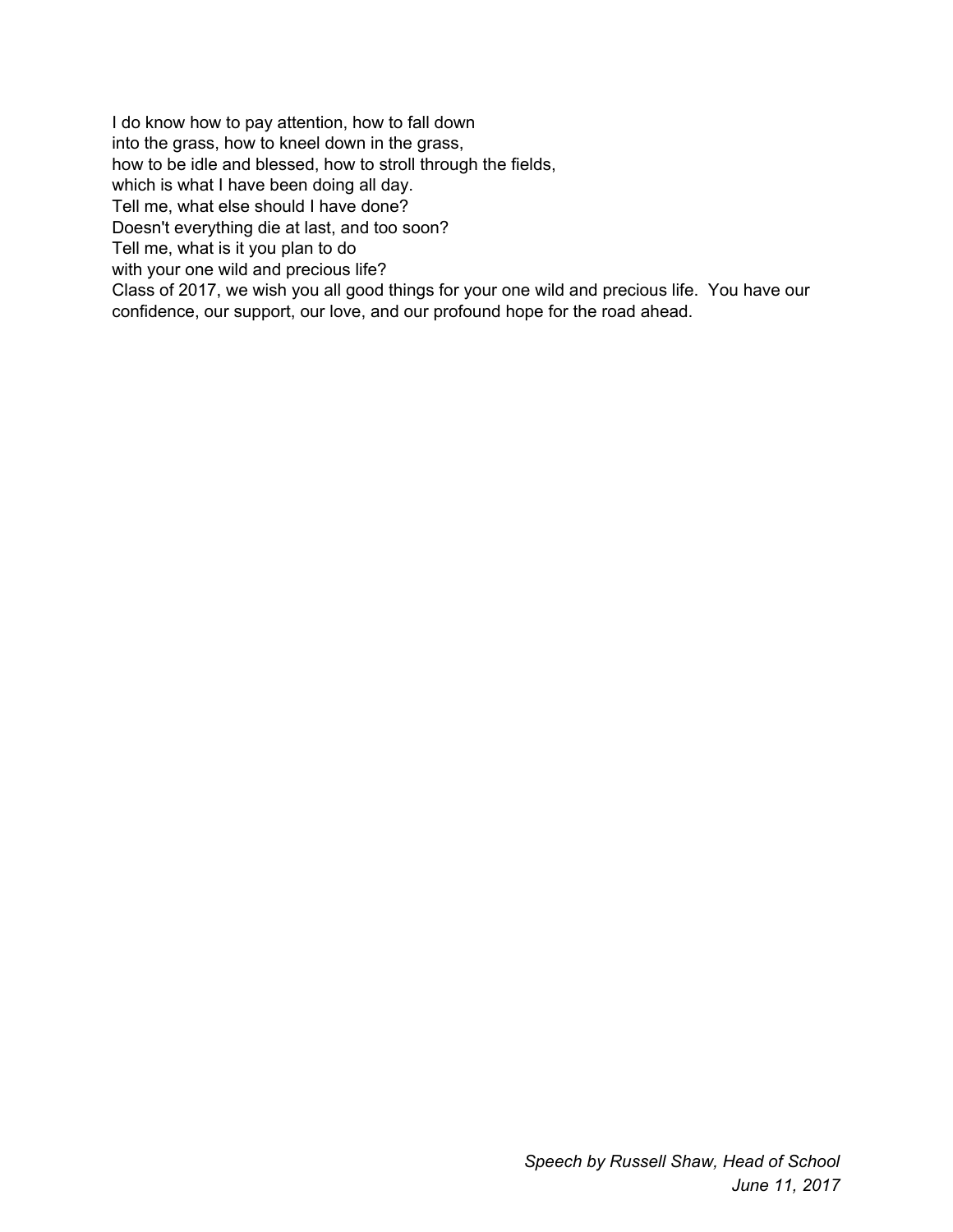I do know how to pay attention, how to fall down
into the grass, how to kneel down in the grass,
how to be idle and blessed, how to stroll through the fields,
which is what I have been doing all day.
Tell me, what else should I have done?
Doesn't everything die at last, and too soon?
Tell me, what is it you plan to do
with your one wild and precious life?
Class of 2017, we wish you all good things for your one wild and precious life. You have our confidence, our support, our love, and our profound hope for the road ahead.

*Speech by Russell Shaw, Head of School*
*June 11, 2017*